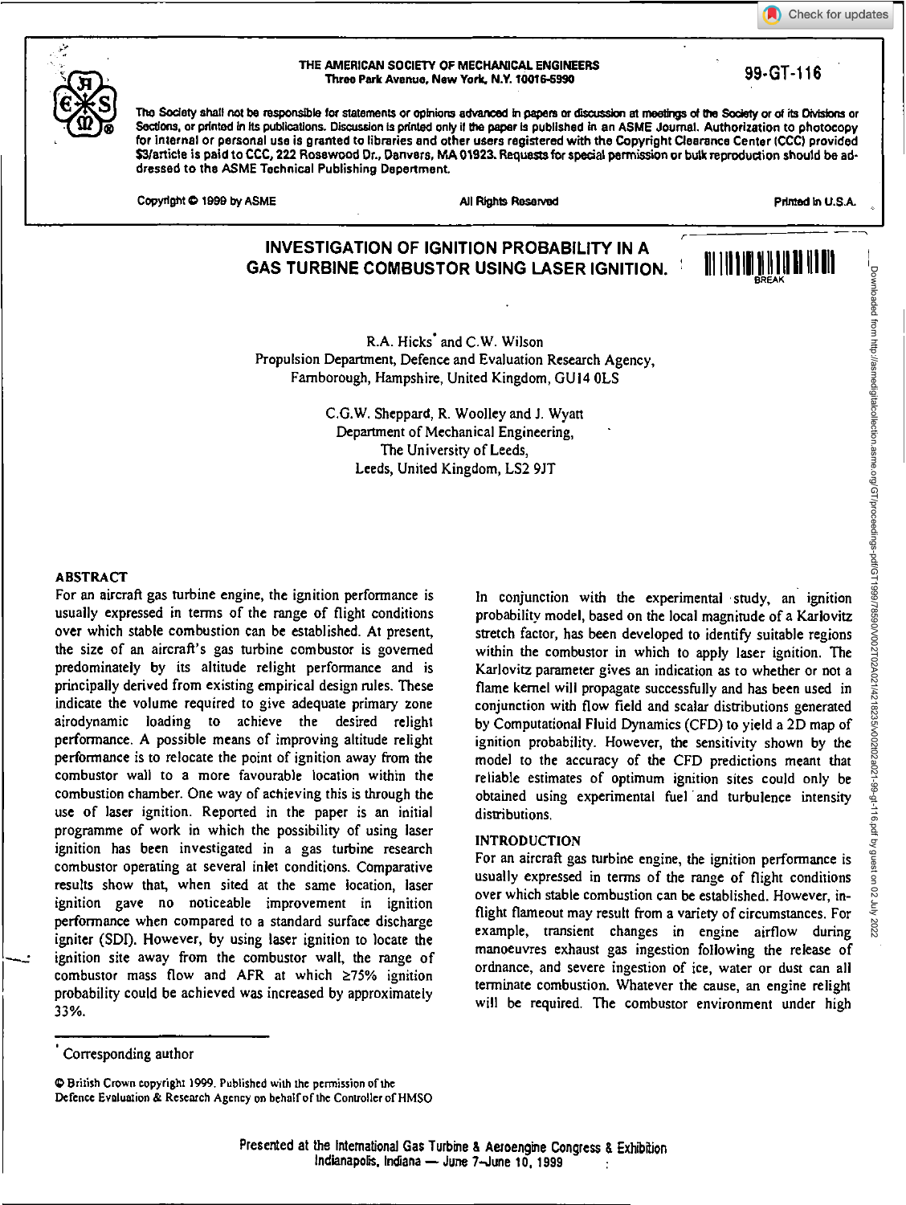THE AMERICAN SOCIETY OF MECHANICAL ENGINEERS
Three Park Avenue, New York, N.Y. 10016-5990

99-GT-116

The Society shall not be responsible for statements or opinions advanced in papers or discussion at meetings of the Society or of its Divisions or Sections, or printed in its publications. Discussion is printed only if the paper is published in an ASME Journal. Authorization to photocopy for internal or personal use is granted to libraries and other users registered with the Copyright Clearance Center (CCC) provided $3/article is paid to CCC, 222 Rosewood Dr., Danvers, MA 01923. Requests for special permission or bulk reproduction should be addressed to the ASME Technical Publishing Department.

Copyright © 1999 by ASME — All Rights Reserved — Printed in U.S.A.

# INVESTIGATION OF IGNITION PROBABILITY IN A GAS TURBINE COMBUSTOR USING LASER IGNITION.

R.A. Hicks* and C.W. Wilson
Propulsion Department, Defence and Evaluation Research Agency,
Farnborough, Hampshire, United Kingdom, GU14 0LS

C.G.W. Sheppard, R. Woolley and J. Wyatt
Department of Mechanical Engineering,
The University of Leeds,
Leeds, United Kingdom, LS2 9JT

## ABSTRACT

For an aircraft gas turbine engine, the ignition performance is usually expressed in terms of the range of flight conditions over which stable combustion can be established. At present, the size of an aircraft's gas turbine combustor is governed predominately by its altitude relight performance and is principally derived from existing empirical design rules. These indicate the volume required to give adequate primary zone airodynamic loading to achieve the desired relight performance. A possible means of improving altitude relight performance is to relocate the point of ignition away from the combustor wall to a more favourable location within the combustion chamber. One way of achieving this is through the use of laser ignition. Reported in the paper is an initial programme of work in which the possibility of using laser ignition has been investigated in a gas turbine research combustor operating at several inlet conditions. Comparative results show that, when sited at the same location, laser ignition gave no noticeable improvement in ignition performance when compared to a standard surface discharge igniter (SDI). However, by using laser ignition to locate the ignition site away from the combustor wall, the range of combustor mass flow and AFR at which ≥75% ignition probability could be achieved was increased by approximately 33%.

In conjunction with the experimental study, an ignition probability model, based on the local magnitude of a Karlovitz stretch factor, has been developed to identify suitable regions within the combustor in which to apply laser ignition. The Karlovitz parameter gives an indication as to whether or not a flame kernel will propagate successfully and has been used in conjunction with flow field and scalar distributions generated by Computational Fluid Dynamics (CFD) to yield a 2D map of ignition probability. However, the sensitivity shown by the model to the accuracy of the CFD predictions meant that reliable estimates of optimum ignition sites could only be obtained using experimental fuel and turbulence intensity distributions.

## INTRODUCTION

For an aircraft gas turbine engine, the ignition performance is usually expressed in terms of the range of flight conditions over which stable combustion can be established. However, in-flight flameout may result from a variety of circumstances. For example, transient changes in engine airflow during manoeuvres exhaust gas ingestion following the release of ordnance, and severe ingestion of ice, water or dust can all terminate combustion. Whatever the cause, an engine relight will be required. The combustor environment under high

* Corresponding author

© British Crown copyright 1999. Published with the permission of the Defence Evaluation & Research Agency on behalf of the Controller of HMSO

Presented at the International Gas Turbine & Aeroengine Congress & Exhibition
Indianapolis, Indiana — June 7–June 10, 1999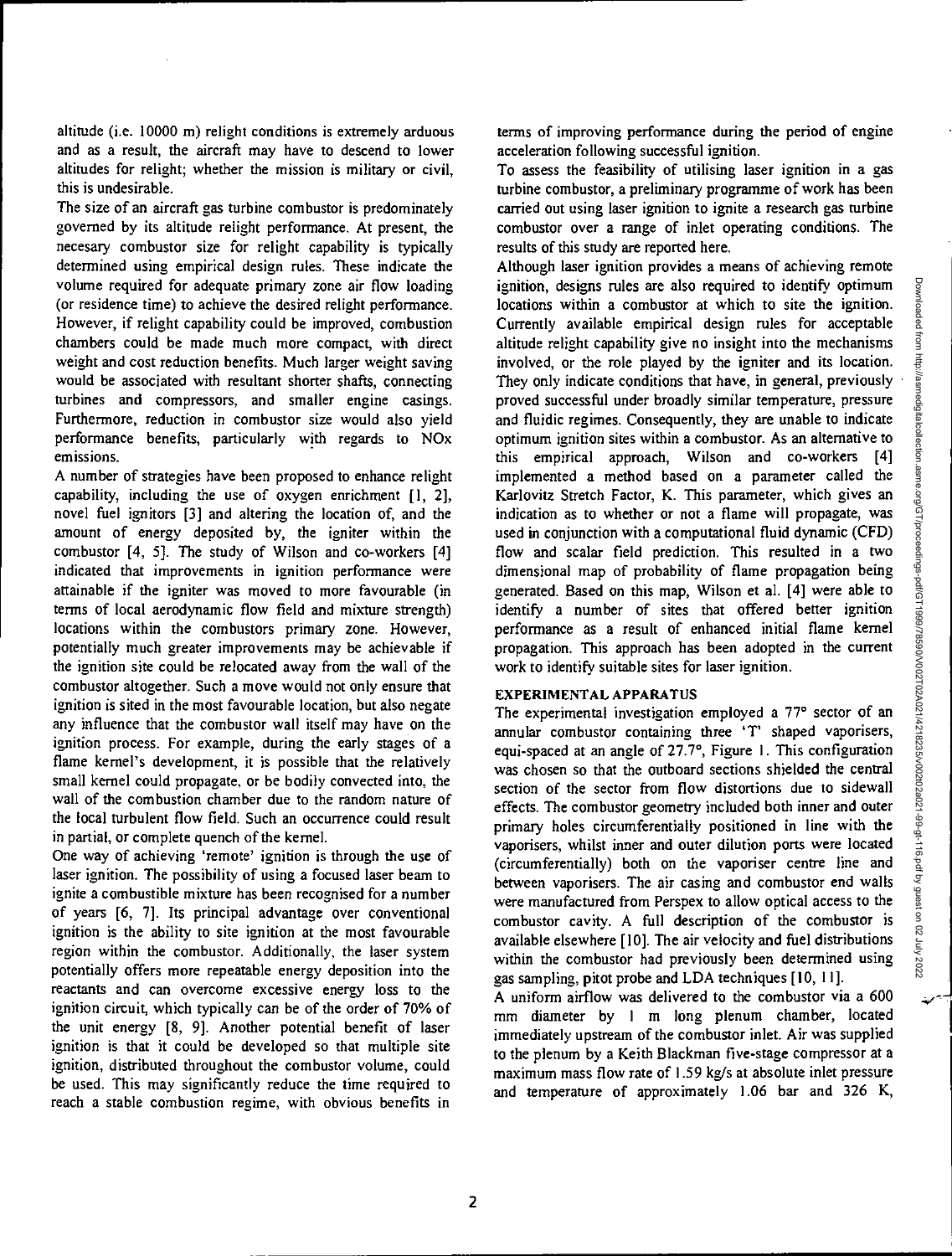altitude (i.e. 10000 m) relight conditions is extremely arduous and as a result, the aircraft may have to descend to lower altitudes for relight; whether the mission is military or civil, this is undesirable.

The size of an aircraft gas turbine combustor is predominately governed by its altitude relight performance. At present, the necesary combustor size for relight capability is typically determined using empirical design rules. These indicate the volume required for adequate primary zone air flow loading (or residence time) to achieve the desired relight performance. However, if relight capability could be improved, combustion chambers could be made much more compact, with direct weight and cost reduction benefits. Much larger weight saving would be associated with resultant shorter shafts, connecting turbines and compressors, and smaller engine casings. Furthermore, reduction in combustor size would also yield performance benefits, particularly with regards to NOx emissions.

A number of strategies have been proposed to enhance relight capability, including the use of oxygen enrichment [1, 2], novel fuel ignitors [3] and altering the location of, and the amount of energy deposited by, the igniter within the combustor [4, 5]. The study of Wilson and co-workers [4] indicated that improvements in ignition performance were attainable if the igniter was moved to more favourable (in terms of local aerodynamic flow field and mixture strength) locations within the combustors primary zone. However, potentially much greater improvements may be achievable if the ignition site could be relocated away from the wall of the combustor altogether. Such a move would not only ensure that ignition is sited in the most favourable location, but also negate any influence that the combustor wall itself may have on the ignition process. For example, during the early stages of a flame kernel's development, it is possible that the relatively small kernel could propagate, or be bodily convected into, the wall of the combustion chamber due to the random nature of the local turbulent flow field. Such an occurrence could result in partial, or complete quench of the kernel.

One way of achieving 'remote' ignition is through the use of laser ignition. The possibility of using a focused laser beam to ignite a combustible mixture has been recognised for a number of years [6, 7]. Its principal advantage over conventional ignition is the ability to site ignition at the most favourable region within the combustor. Additionally, the laser system potentially offers more repeatable energy deposition into the reactants and can overcome excessive energy loss to the ignition circuit, which typically can be of the order of 70% of the unit energy [8, 9]. Another potential benefit of laser ignition is that it could be developed so that multiple site ignition, distributed throughout the combustor volume, could be used. This may significantly reduce the time required to reach a stable combustion regime, with obvious benefits in terms of improving performance during the period of engine acceleration following successful ignition.

To assess the feasibility of utilising laser ignition in a gas turbine combustor, a preliminary programme of work has been carried out using laser ignition to ignite a research gas turbine combustor over a range of inlet operating conditions. The results of this study are reported here.

Although laser ignition provides a means of achieving remote ignition, designs rules are also required to identify optimum locations within a combustor at which to site the ignition. Currently available empirical design rules for acceptable altitude relight capability give no insight into the mechanisms involved, or the role played by the igniter and its location. They only indicate conditions that have, in general, previously proved successful under broadly similar temperature, pressure and fluidic regimes. Consequently, they are unable to indicate optimum ignition sites within a combustor. As an alternative to this empirical approach, Wilson and co-workers [4] implemented a method based on a parameter called the Karlovitz Stretch Factor, K. This parameter, which gives an indication as to whether or not a flame will propagate, was used in conjunction with a computational fluid dynamic (CFD) flow and scalar field prediction. This resulted in a two dimensional map of probability of flame propagation being generated. Based on this map, Wilson et al. [4] were able to identify a number of sites that offered better ignition performance as a result of enhanced initial flame kernel propagation. This approach has been adopted in the current work to identify suitable sites for laser ignition.

## EXPERIMENTAL APPARATUS

The experimental investigation employed a 77° sector of an annular combustor containing three 'T' shaped vaporisers, equi-spaced at an angle of 27.7°, Figure 1. This configuration was chosen so that the outboard sections shielded the central section of the sector from flow distortions due to sidewall effects. The combustor geometry included both inner and outer primary holes circumferentially positioned in line with the vaporisers, whilst inner and outer dilution ports were located (circumferentially) both on the vaporiser centre line and between vaporisers. The air casing and combustor end walls were manufactured from Perspex to allow optical access to the combustor cavity. A full description of the combustor is available elsewhere [10]. The air velocity and fuel distributions within the combustor had previously been determined using gas sampling, pitot probe and LDA techniques [10, 11].

A uniform airflow was delivered to the combustor via a 600 mm diameter by 1 m long plenum chamber, located immediately upstream of the combustor inlet. Air was supplied to the plenum by a Keith Blackman five-stage compressor at a maximum mass flow rate of 1.59 kg/s at absolute inlet pressure and temperature of approximately 1.06 bar and 326 K,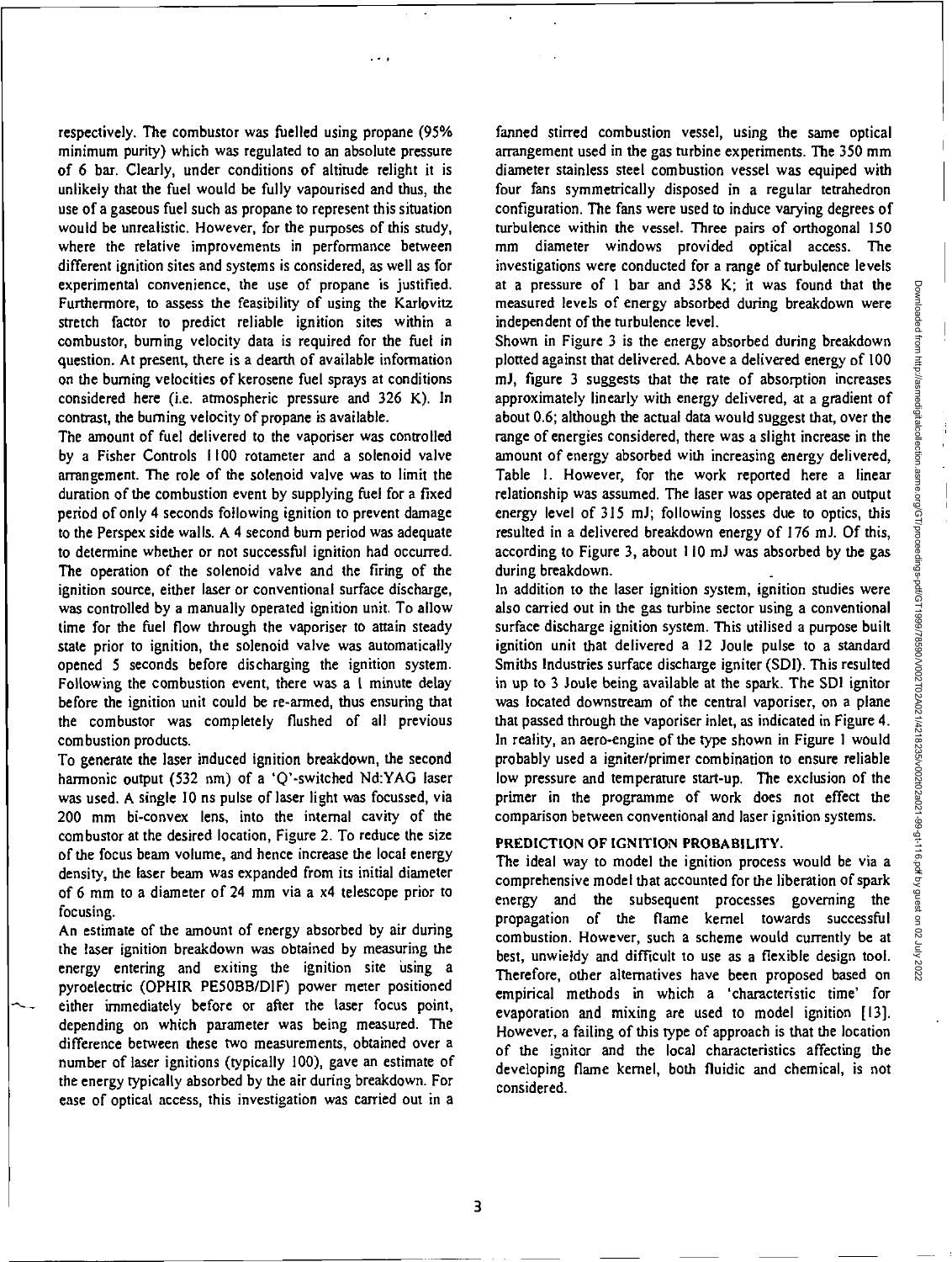respectively. The combustor was fuelled using propane (95% minimum purity) which was regulated to an absolute pressure of 6 bar. Clearly, under conditions of altitude relight it is unlikely that the fuel would be fully vapourised and thus, the use of a gaseous fuel such as propane to represent this situation would be unrealistic. However, for the purposes of this study, where the relative improvements in performance between different ignition sites and systems is considered, as well as for experimental convenience, the use of propane is justified. Furthermore, to assess the feasibility of using the Karlovitz stretch factor to predict reliable ignition sites within a combustor, burning velocity data is required for the fuel in question. At present, there is a dearth of available information on the burning velocities of kerosene fuel sprays at conditions considered here (i.e. atmospheric pressure and 326 K). In contrast, the burning velocity of propane is available.

The amount of fuel delivered to the vaporiser was controlled by a Fisher Controls 1100 rotameter and a solenoid valve arrangement. The role of the solenoid valve was to limit the duration of the combustion event by supplying fuel for a fixed period of only 4 seconds following ignition to prevent damage to the Perspex side walls. A 4 second burn period was adequate to determine whether or not successful ignition had occurred. The operation of the solenoid valve and the firing of the ignition source, either laser or conventional surface discharge, was controlled by a manually operated ignition unit. To allow time for the fuel flow through the vaporiser to attain steady state prior to ignition, the solenoid valve was automatically opened 5 seconds before discharging the ignition system. Following the combustion event, there was a 1 minute delay before the ignition unit could be re-armed, thus ensuring that the combustor was completely flushed of all previous combustion products.

To generate the laser induced ignition breakdown, the second harmonic output (532 nm) of a 'Q'-switched Nd:YAG laser was used. A single 10 ns pulse of laser light was focussed, via 200 mm bi-convex lens, into the internal cavity of the combustor at the desired location, Figure 2. To reduce the size of the focus beam volume, and hence increase the local energy density, the laser beam was expanded from its initial diameter of 6 mm to a diameter of 24 mm via a x4 telescope prior to focusing.

An estimate of the amount of energy absorbed by air during the laser ignition breakdown was obtained by measuring the energy entering and exiting the ignition site using a pyroelectric (OPHIR PE50BB/DIF) power meter positioned either immediately before or after the laser focus point, depending on which parameter was being measured. The difference between these two measurements, obtained over a number of laser ignitions (typically 100), gave an estimate of the energy typically absorbed by the air during breakdown. For ease of optical access, this investigation was carried out in a fanned stirred combustion vessel, using the same optical arrangement used in the gas turbine experiments. The 350 mm diameter stainless steel combustion vessel was equiped with four fans symmetrically disposed in a regular tetrahedron configuration. The fans were used to induce varying degrees of turbulence within the vessel. Three pairs of orthogonal 150 mm diameter windows provided optical access. The investigations were conducted for a range of turbulence levels at a pressure of 1 bar and 358 K; it was found that the measured levels of energy absorbed during breakdown were independent of the turbulence level.

Shown in Figure 3 is the energy absorbed during breakdown plotted against that delivered. Above a delivered energy of 100 mJ, figure 3 suggests that the rate of absorption increases approximately linearly with energy delivered, at a gradient of about 0.6; although the actual data would suggest that, over the range of energies considered, there was a slight increase in the amount of energy absorbed with increasing energy delivered, Table 1. However, for the work reported here a linear relationship was assumed. The laser was operated at an output energy level of 315 mJ; following losses due to optics, this resulted in a delivered breakdown energy of 176 mJ. Of this, according to Figure 3, about 110 mJ was absorbed by the gas during breakdown.

In addition to the laser ignition system, ignition studies were also carried out in the gas turbine sector using a conventional surface discharge ignition system. This utilised a purpose built ignition unit that delivered a 12 Joule pulse to a standard Smiths Industries surface discharge igniter (SDI). This resulted in up to 3 Joule being available at the spark. The SDI ignitor was located downstream of the central vaporiser, on a plane that passed through the vaporiser inlet, as indicated in Figure 4. In reality, an aero-engine of the type shown in Figure 1 would probably used a igniter/primer combination to ensure reliable low pressure and temperature start-up. The exclusion of the primer in the programme of work does not effect the comparison between conventional and laser ignition systems.

## PREDICTION OF IGNITION PROBABILITY.

The ideal way to model the ignition process would be via a comprehensive model that accounted for the liberation of spark energy and the subsequent processes governing the propagation of the flame kernel towards successful combustion. However, such a scheme would currently be at best, unwieldy and difficult to use as a flexible design tool. Therefore, other alternatives have been proposed based on empirical methods in which a 'characteristic time' for evaporation and mixing are used to model ignition [13]. However, a failing of this type of approach is that the location of the ignitor and the local characteristics affecting the developing flame kernel, both fluidic and chemical, is not considered.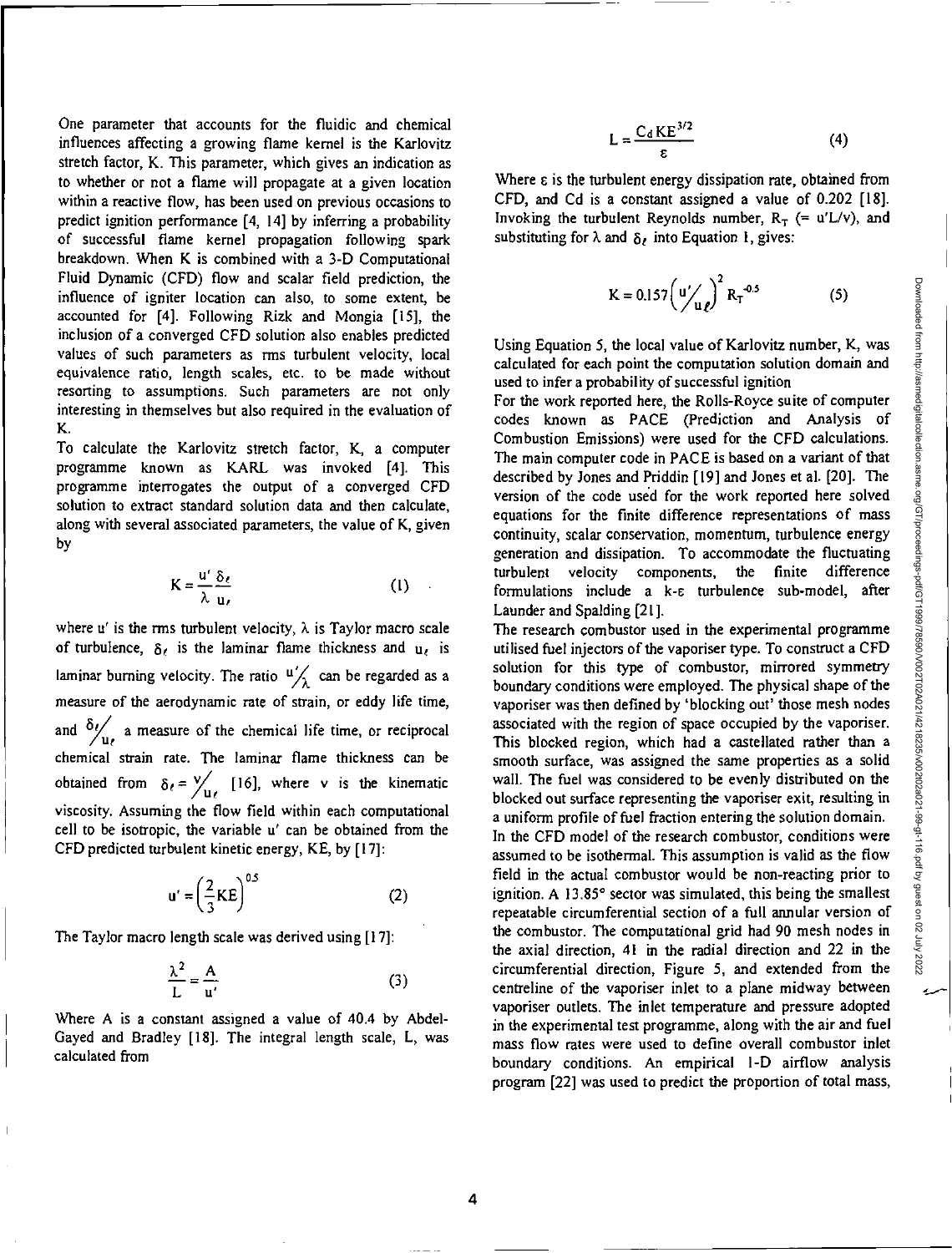One parameter that accounts for the fluidic and chemical influences affecting a growing flame kernel is the Karlovitz stretch factor, K. This parameter, which gives an indication as to whether or not a flame will propagate at a given location within a reactive flow, has been used on previous occasions to predict ignition performance [4, 14] by inferring a probability of successful flame kernel propagation following spark breakdown. When K is combined with a 3-D Computational Fluid Dynamic (CFD) flow and scalar field prediction, the influence of igniter location can also, to some extent, be accounted for [4]. Following Rizk and Mongia [15], the inclusion of a converged CFD solution also enables predicted values of such parameters as rms turbulent velocity, local equivalence ratio, length scales, etc. to be made without resorting to assumptions. Such parameters are not only interesting in themselves but also required in the evaluation of K.

To calculate the Karlovitz stretch factor, K, a computer programme known as KARL was invoked [4]. This programme interrogates the output of a converged CFD solution to extract standard solution data and then calculate, along with several associated parameters, the value of K, given by

$$K = \frac{u' \, \delta_\ell}{\lambda \, u_\ell} \tag{1}$$

where $u'$ is the rms turbulent velocity, $\lambda$ is Taylor macro scale of turbulence, $\delta_\ell$ is the laminar flame thickness and $u_\ell$ is laminar burning velocity. The ratio $u'/\lambda$ can be regarded as a measure of the aerodynamic rate of strain, or eddy life time, and $\delta_\ell / u_\ell$ a measure of the chemical life time, or reciprocal chemical strain rate. The laminar flame thickness can be obtained from $\delta_\ell = \nu / u_\ell$ [16], where $\nu$ is the kinematic viscosity. Assuming the flow field within each computational cell to be isotropic, the variable $u'$ can be obtained from the CFD predicted turbulent kinetic energy, KE, by [17]:

$$u' = \left(\frac{2}{3}KE\right)^{0.5} \tag{2}$$

The Taylor macro length scale was derived using [17]:

$$\frac{\lambda^2}{L} = \frac{A}{u'} \tag{3}$$

Where A is a constant assigned a value of 40.4 by Abdel-Gayed and Bradley [18]. The integral length scale, L, was calculated from

$$L = \frac{C_d \, KE^{3/2}}{\varepsilon} \tag{4}$$

Where $\varepsilon$ is the turbulent energy dissipation rate, obtained from CFD, and Cd is a constant assigned a value of 0.202 [18]. Invoking the turbulent Reynolds number, $R_T$ (= $u'L/\nu$), and substituting for $\lambda$ and $\delta_\ell$ into Equation 1, gives:

$$K = 0.157\left(\frac{u'}{u_\ell}\right)^2 R_T^{-0.5} \tag{5}$$

Using Equation 5, the local value of Karlovitz number, K, was calculated for each point the computation solution domain and used to infer a probability of successful ignition

For the work reported here, the Rolls-Royce suite of computer codes known as PACE (Prediction and Analysis of Combustion Emissions) were used for the CFD calculations. The main computer code in PACE is based on a variant of that described by Jones and Priddin [19] and Jones et al. [20]. The version of the code used for the work reported here solved equations for the finite difference representations of mass continuity, scalar conservation, momentum, turbulence energy generation and dissipation. To accommodate the fluctuating turbulent velocity components, the finite difference formulations include a k-ε turbulence sub-model, after Launder and Spalding [21].

The research combustor used in the experimental programme utilised fuel injectors of the vaporiser type. To construct a CFD solution for this type of combustor, mirrored symmetry boundary conditions were employed. The physical shape of the vaporiser was then defined by 'blocking out' those mesh nodes associated with the region of space occupied by the vaporiser. This blocked region, which had a castellated rather than a smooth surface, was assigned the same properties as a solid wall. The fuel was considered to be evenly distributed on the blocked out surface representing the vaporiser exit, resulting in a uniform profile of fuel fraction entering the solution domain.

In the CFD model of the research combustor, conditions were assumed to be isothermal. This assumption is valid as the flow field in the actual combustor would be non-reacting prior to ignition. A 13.85° sector was simulated, this being the smallest repeatable circumferential section of a full annular version of the combustor. The computational grid had 90 mesh nodes in the axial direction, 41 in the radial direction and 22 in the circumferential direction, Figure 5, and extended from the centreline of the vaporiser inlet to a plane midway between vaporiser outlets. The inlet temperature and pressure adopted in the experimental test programme, along with the air and fuel mass flow rates were used to define overall combustor inlet boundary conditions. An empirical 1-D airflow analysis program [22] was used to predict the proportion of total mass,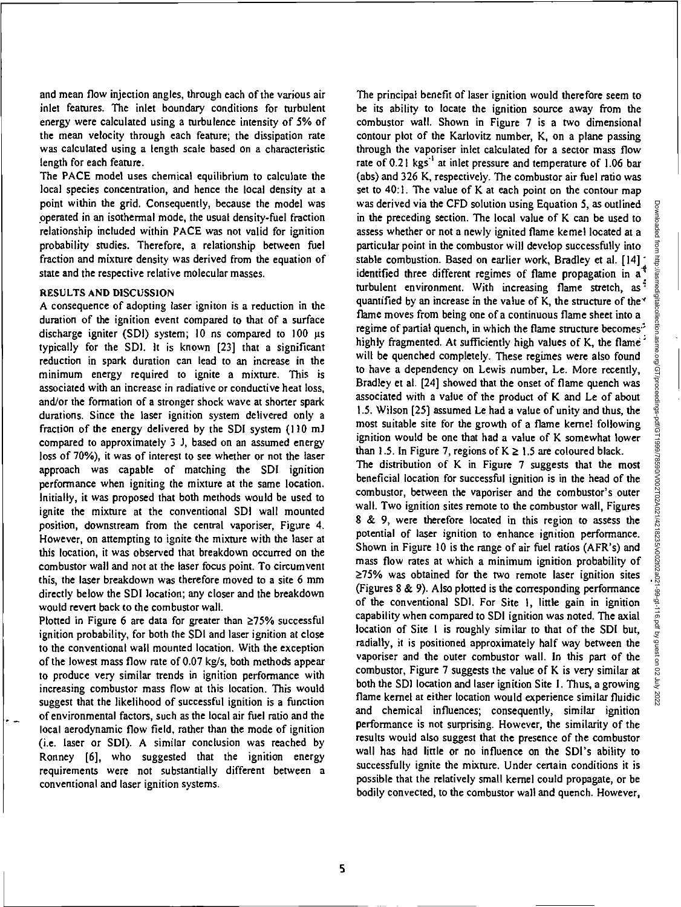and mean flow injection angles, through each of the various air inlet features. The inlet boundary conditions for turbulent energy were calculated using a turbulence intensity of 5% of the mean velocity through each feature; the dissipation rate was calculated using a length scale based on a characteristic length for each feature.

The PACE model uses chemical equilibrium to calculate the local species concentration, and hence the local density at a point within the grid. Consequently, because the model was operated in an isothermal mode, the usual density-fuel fraction relationship included within PACE was not valid for ignition probability studies. Therefore, a relationship between fuel fraction and mixture density was derived from the equation of state and the respective relative molecular masses.

## RESULTS AND DISCUSSION

A consequence of adopting laser igniton is a reduction in the duration of the ignition event compared to that of a surface discharge igniter (SDI) system; 10 ns compared to 100 μs typically for the SDI. It is known [23] that a significant reduction in spark duration can lead to an increase in the minimum energy required to ignite a mixture. This is associated with an increase in radiative or conductive heat loss, and/or the formation of a stronger shock wave at shorter spark durations. Since the laser ignition system delivered only a fraction of the energy delivered by the SDI system (110 mJ compared to approximately 3 J, based on an assumed energy loss of 70%), it was of interest to see whether or not the laser approach was capable of matching the SDI ignition performance when igniting the mixture at the same location. Initially, it was proposed that both methods would be used to ignite the mixture at the conventional SDI wall mounted position, downstream from the central vaporiser, Figure 4. However, on attempting to ignite the mixture with the laser at this location, it was observed that breakdown occurred on the combustor wall and not at the laser focus point. To circumvent this, the laser breakdown was therefore moved to a site 6 mm directly below the SDI location; any closer and the breakdown would revert back to the combustor wall.

Plotted in Figure 6 are data for greater than ≥75% successful ignition probability, for both the SDI and laser ignition at close to the conventional wall mounted location. With the exception of the lowest mass flow rate of 0.07 kg/s, both methods appear to produce very similar trends in ignition performance with increasing combustor mass flow at this location. This would suggest that the likelihood of successful ignition is a function of environmental factors, such as the local air fuel ratio and the local aerodynamic flow field, rather than the mode of ignition (i.e. laser or SDI). A similar conclusion was reached by Ronney [6], who suggested that the ignition energy requirements were not substantially different between a conventional and laser ignition systems.

The principal benefit of laser ignition would therefore seem to be its ability to locate the ignition source away from the combustor wall. Shown in Figure 7 is a two dimensional contour plot of the Karlovitz number, K, on a plane passing through the vaporiser inlet calculated for a sector mass flow rate of 0.21 $kgs^{-1}$ at inlet pressure and temperature of 1.06 bar (abs) and 326 K, respectively. The combustor air fuel ratio was set to 40:1. The value of K at each point on the contour map was derived via the CFD solution using Equation 5, as outlined in the preceding section. The local value of K can be used to assess whether or not a newly ignited flame kernel located at a particular point in the combustor will develop successfully into stable combustion. Based on earlier work, Bradley et al. [14] identified three different regimes of flame propagation in a turbulent environment. With increasing flame stretch, as quantified by an increase in the value of K, the structure of the flame moves from being one of a continuous flame sheet into a regime of partial quench, in which the flame structure becomes highly fragmented. At sufficiently high values of K, the flame will be quenched completely. These regimes were also found to have a dependency on Lewis number, Le. More recently, Bradley et al. [24] showed that the onset of flame quench was associated with a value of the product of K and Le of about 1.5. Wilson [25] assumed Le had a value of unity and thus, the most suitable site for the growth of a flame kernel following ignition would be one that had a value of K somewhat lower than 1.5. In Figure 7, regions of $K \geq 1.5$ are coloured black.

The distribution of K in Figure 7 suggests that the most beneficial location for successful ignition is in the head of the combustor, between the vaporiser and the combustor's outer wall. Two ignition sites remote to the combustor wall, Figures 8 & 9, were therefore located in this region to assess the potential of laser ignition to enhance ignition performance. Shown in Figure 10 is the range of air fuel ratios (AFR's) and mass flow rates at which a minimum ignition probability of ≥75% was obtained for the two remote laser ignition sites (Figures 8 & 9). Also plotted is the corresponding performance of the conventional SDI. For Site 1, little gain in ignition capability when compared to SDI ignition was noted. The axial location of Site 1 is roughly similar to that of the SDI but, radially, it is positioned approximately half way between the vaporiser and the outer combustor wall. In this part of the combustor, Figure 7 suggests the value of K is very similar at both the SDI location and laser ignition Site 1. Thus, a growing flame kernel at either location would experience similar fluidic and chemical influences; consequently, similar ignition performance is not surprising. However, the similarity of the results would also suggest that the presence of the combustor wall has had little or no influence on the SDI's ability to successfully ignite the mixture. Under certain conditions it is possible that the relatively small kernel could propagate, or be bodily convected, to the combustor wall and quench. However,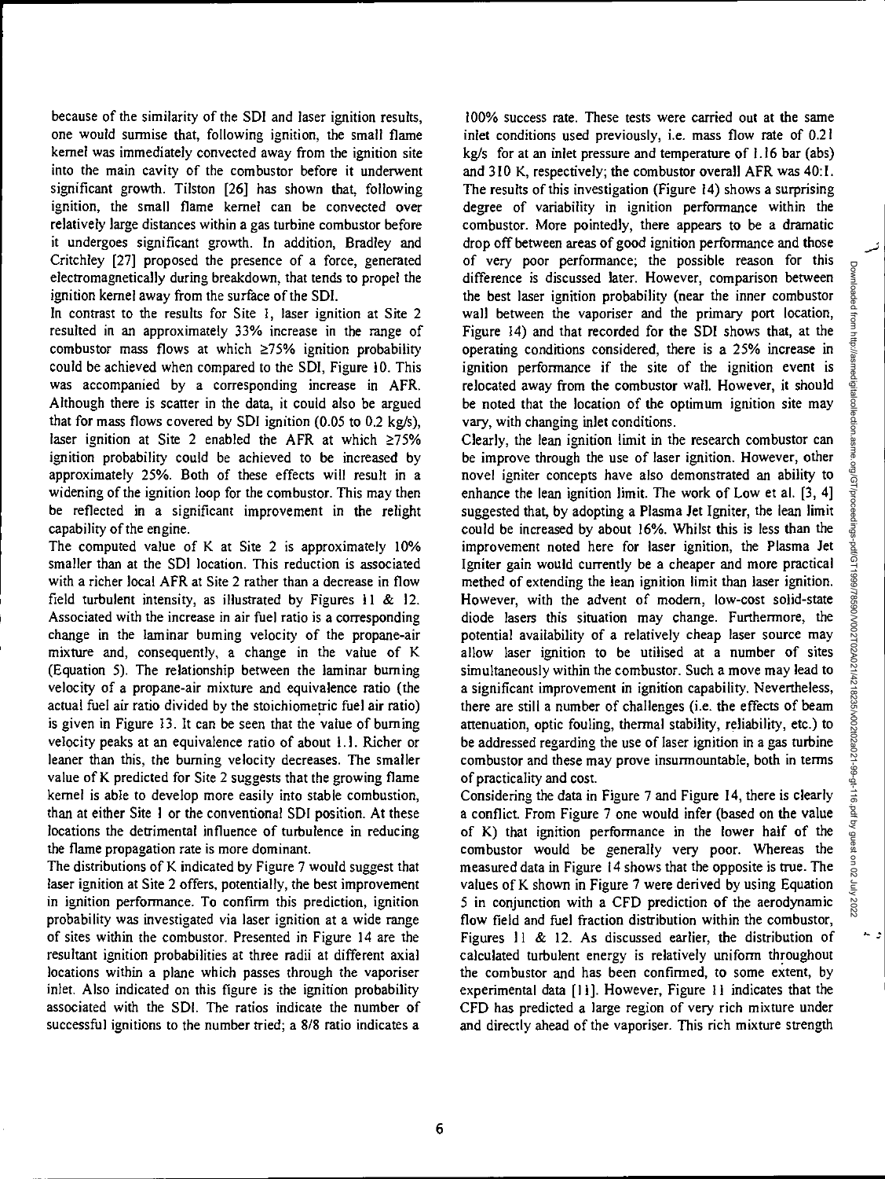because of the similarity of the SDI and laser ignition results, one would surmise that, following ignition, the small flame kernel was immediately convected away from the ignition site into the main cavity of the combustor before it underwent significant growth. Tilston [26] has shown that, following ignition, the small flame kernel can be convected over relatively large distances within a gas turbine combustor before it undergoes significant growth. In addition, Bradley and Critchley [27] proposed the presence of a force, generated electromagnetically during breakdown, that tends to propel the ignition kernel away from the surface of the SDI.

In contrast to the results for Site 1, laser ignition at Site 2 resulted in an approximately 33% increase in the range of combustor mass flows at which ≥75% ignition probability could be achieved when compared to the SDI, Figure 10. This was accompanied by a corresponding increase in AFR. Although there is scatter in the data, it could also be argued that for mass flows covered by SDI ignition (0.05 to 0.2 kg/s), laser ignition at Site 2 enabled the AFR at which ≥75% ignition probability could be achieved to be increased by approximately 25%. Both of these effects will result in a widening of the ignition loop for the combustor. This may then be reflected in a significant improvement in the relight capability of the engine.

The computed value of K at Site 2 is approximately 10% smaller than at the SDI location. This reduction is associated with a richer local AFR at Site 2 rather than a decrease in flow field turbulent intensity, as illustrated by Figures 11 & 12. Associated with the increase in air fuel ratio is a corresponding change in the laminar burning velocity of the propane-air mixture and, consequently, a change in the value of K (Equation 5). The relationship between the laminar burning velocity of a propane-air mixture and equivalence ratio (the actual fuel air ratio divided by the stoichiometric fuel air ratio) is given in Figure 13. It can be seen that the value of burning velocity peaks at an equivalence ratio of about 1.1. Richer or leaner than this, the burning velocity decreases. The smaller value of K predicted for Site 2 suggests that the growing flame kernel is able to develop more easily into stable combustion, than at either Site 1 or the conventional SDI position. At these locations the detrimental influence of turbulence in reducing the flame propagation rate is more dominant.

The distributions of K indicated by Figure 7 would suggest that laser ignition at Site 2 offers, potentially, the best improvement in ignition performance. To confirm this prediction, ignition probability was investigated via laser ignition at a wide range of sites within the combustor. Presented in Figure 14 are the resultant ignition probabilities at three radii at different axial locations within a plane which passes through the vaporiser inlet. Also indicated on this figure is the ignition probability associated with the SDI. The ratios indicate the number of successful ignitions to the number tried; a 8/8 ratio indicates a 100% success rate. These tests were carried out at the same inlet conditions used previously, i.e. mass flow rate of 0.21 kg/s for at an inlet pressure and temperature of 1.16 bar (abs) and 310 K, respectively; the combustor overall AFR was 40:1. The results of this investigation (Figure 14) shows a surprising degree of variability in ignition performance within the combustor. More pointedly, there appears to be a dramatic drop off between areas of good ignition performance and those of very poor performance; the possible reason for this difference is discussed later. However, comparison between the best laser ignition probability (near the inner combustor wall between the vaporiser and the primary port location, Figure 14) and that recorded for the SDI shows that, at the operating conditions considered, there is a 25% increase in ignition performance if the site of the ignition event is relocated away from the combustor wall. However, it should be noted that the location of the optimum ignition site may vary, with changing inlet conditions.

Clearly, the lean ignition limit in the research combustor can be improve through the use of laser ignition. However, other novel igniter concepts have also demonstrated an ability to enhance the lean ignition limit. The work of Low et al. [3, 4] suggested that, by adopting a Plasma Jet Igniter, the lean limit could be increased by about 16%. Whilst this is less than the improvement noted here for laser ignition, the Plasma Jet Igniter gain would currently be a cheaper and more practical method of extending the lean ignition limit than laser ignition. However, with the advent of modern, low-cost solid-state diode lasers this situation may change. Furthermore, the potential availability of a relatively cheap laser source may allow laser ignition to be utilised at a number of sites simultaneously within the combustor. Such a move may lead to a significant improvement in ignition capability. Nevertheless, there are still a number of challenges (i.e. the effects of beam attenuation, optic fouling, thermal stability, reliability, etc.) to be addressed regarding the use of laser ignition in a gas turbine combustor and these may prove insurmountable, both in terms of practicality and cost.

Considering the data in Figure 7 and Figure 14, there is clearly a conflict. From Figure 7 one would infer (based on the value of K) that ignition performance in the lower half of the combustor would be generally very poor. Whereas the measured data in Figure 14 shows that the opposite is true. The values of K shown in Figure 7 were derived by using Equation 5 in conjunction with a CFD prediction of the aerodynamic flow field and fuel fraction distribution within the combustor, Figures 11 & 12. As discussed earlier, the distribution of calculated turbulent energy is relatively uniform throughout the combustor and has been confirmed, to some extent, by experimental data [11]. However, Figure 11 indicates that the CFD has predicted a large region of very rich mixture under and directly ahead of the vaporiser. This rich mixture strength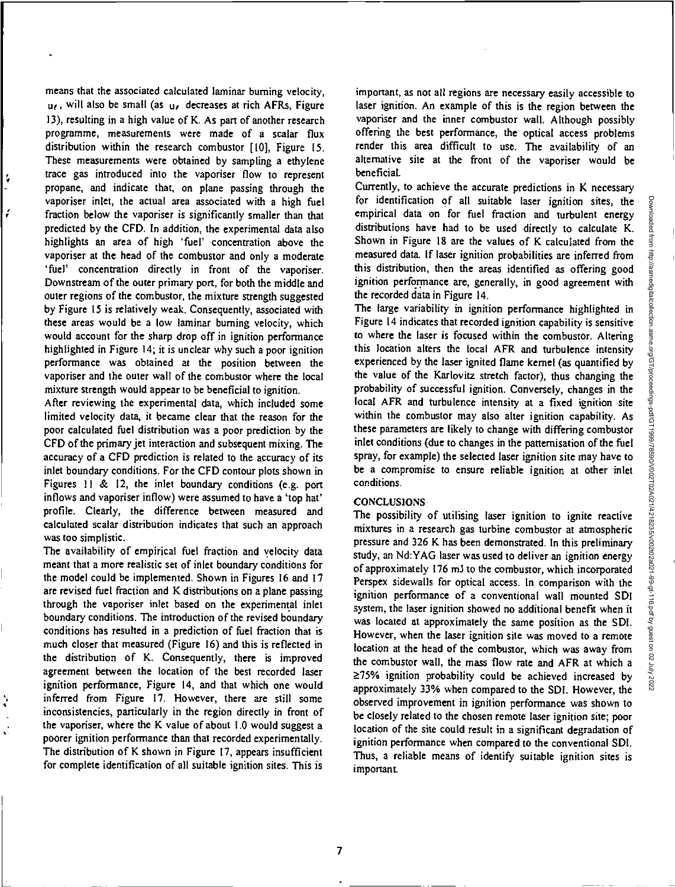means that the associated calculated laminar burning velocity, $u_\ell$, will also be small (as $u_\ell$ decreases at rich AFRs, Figure 13), resulting in a high value of K. As part of another research programme, measurements were made of a scalar flux distribution within the research combustor [10], Figure 15. These measurements were obtained by sampling a ethylene trace gas introduced into the vaporiser flow to represent propane, and indicate that, on plane passing through the vaporiser inlet, the actual area associated with a high fuel fraction below the vaporiser is significantly smaller than that predicted by the CFD. In addition, the experimental data also highlights an area of high 'fuel' concentration above the vaporiser at the head of the combustor and only a moderate 'fuel' concentration directly in front of the vaporiser. Downstream of the outer primary port, for both the middle and outer regions of the combustor, the mixture strength suggested by Figure 15 is relatively weak. Consequently, associated with these areas would be a low laminar burning velocity, which would account for the sharp drop off in ignition performance highlighted in Figure 14; it is unclear why such a poor ignition performance was obtained at the position between the vaporiser and the outer wall of the combustor where the local mixture strength would appear to be beneficial to ignition.

After reviewing the experimental data, which included some limited velocity data, it became clear that the reason for the poor calculated fuel distribution was a poor prediction by the CFD of the primary jet interaction and subsequent mixing. The accuracy of a CFD prediction is related to the accuracy of its inlet boundary conditions. For the CFD contour plots shown in Figures 11 & 12, the inlet boundary conditions (e.g. port inflows and vaporiser inflow) were assumed to have a 'top hat' profile. Clearly, the difference between measured and calculated scalar distribution indicates that such an approach was too simplistic.

The availability of empirical fuel fraction and velocity data meant that a more realistic set of inlet boundary conditions for the model could be implemented. Shown in Figures 16 and 17 are revised fuel fraction and K distributions on a plane passing through the vaporiser inlet based on the experimental inlet boundary conditions. The introduction of the revised boundary conditions has resulted in a prediction of fuel fraction that is much closer that measured (Figure 16) and this is reflected in the distribution of K. Consequently, there is improved agreement between the location of the best recorded laser ignition performance, Figure 14, and that which one would inferred from Figure 17. However, there are still some inconsistencies, particularly in the region directly in front of the vaporiser, where the K value of about 1.0 would suggest a poorer ignition performance than that recorded experimentally. The distribution of K shown in Figure 17, appears insufficient for complete identification of all suitable ignition sites. This is important, as not all regions are necessary easily accessible to laser ignition. An example of this is the region between the vaporiser and the inner combustor wall. Although possibly offering the best performance, the optical access problems render this area difficult to use. The availability of an alternative site at the front of the vaporiser would be beneficial.

Currently, to achieve the accurate predictions in K necessary for identification of all suitable laser ignition sites, the empirical data on for fuel fraction and turbulent energy distributions have had to be used directly to calculate K. Shown in Figure 18 are the values of K calculated from the measured data. If laser ignition probabilities are inferred from this distribution, then the areas identified as offering good ignition performance are, generally, in good agreement with the recorded data in Figure 14.

The large variability in ignition performance highlighted in Figure 14 indicates that recorded ignition capability is sensitive to where the laser is focused within the combustor. Altering this location alters the local AFR and turbulence intensity experienced by the laser ignited flame kernel (as quantified by the value of the Karlovitz stretch factor), thus changing the probability of successful ignition. Conversely, changes in the local AFR and turbulence intensity at a fixed ignition site within the combustor may also alter ignition capability. As these parameters are likely to change with differing combustor inlet conditions (due to changes in the patternisation of the fuel spray, for example) the selected laser ignition site may have to be a compromise to ensure reliable ignition at other inlet conditions.

## CONCLUSIONS

The possibility of utilising laser ignition to ignite reactive mixtures in a research gas turbine combustor at atmospheric pressure and 326 K has been demonstrated. In this preliminary study, an Nd:YAG laser was used to deliver an ignition energy of approximately 176 mJ to the combustor, which incorporated Perspex sidewalls for optical access. In comparison with the ignition performance of a conventional wall mounted SDI system, the laser ignition showed no additional benefit when it was located at approximately the same position as the SDI. However, when the laser ignition site was moved to a remote location at the head of the combustor, which was away from the combustor wall, the mass flow rate and AFR at which a ≥75% ignition probability could be achieved increased by approximately 33% when compared to the SDI. However, the observed improvement in ignition performance was shown to be closely related to the chosen remote laser ignition site; poor location of the site could result in a significant degradation of ignition performance when compared to the conventional SDI. Thus, a reliable means of identify suitable ignition sites is important.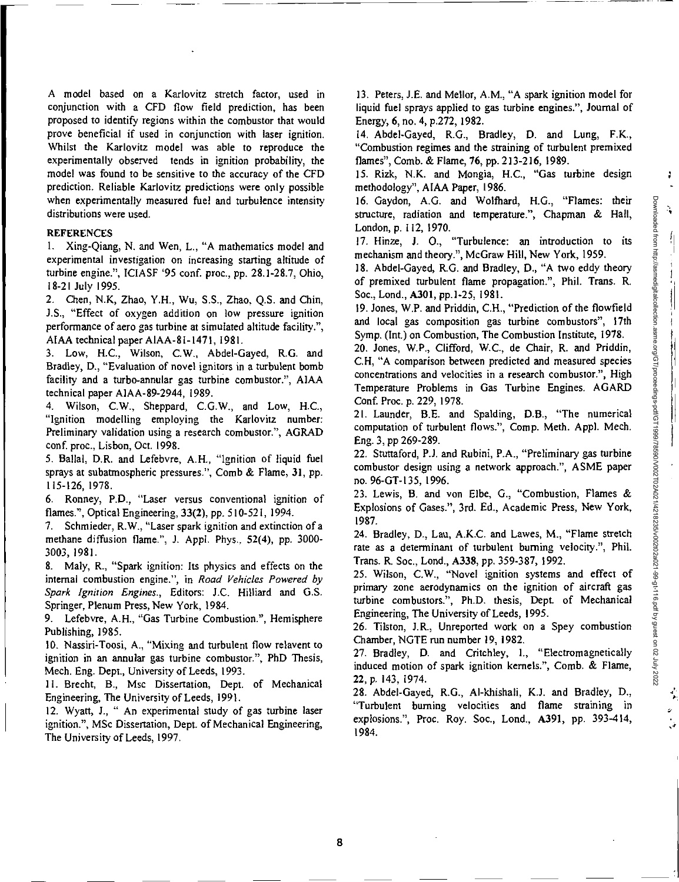A model based on a Karlovitz stretch factor, used in conjunction with a CFD flow field prediction, has been proposed to identify regions within the combustor that would prove beneficial if used in conjunction with laser ignition. Whilst the Karlovitz model was able to reproduce the experimentally observed tends in ignition probability, the model was found to be sensitive to the accuracy of the CFD prediction. Reliable Karlovitz predictions were only possible when experimentally measured fuel and turbulence intensity distributions were used.

## REFERENCES

1. Xing-Qiang, N. and Wen, L., "A mathematics model and experimental investigation on increasing starting altitude of turbine engine.", ICIASF '95 conf. proc., pp. 28.1-28.7, Ohio, 18-21 July 1995.
2. Chen, N.K, Zhao, Y.H., Wu, S.S., Zhao, Q.S. and Chin, J.S., "Effect of oxygen addition on low pressure ignition performance of aero gas turbine at simulated altitude facility.", AIAA technical paper AIAA-81-1471, 1981.
3. Low, H.C., Wilson, C.W., Abdel-Gayed, R.G. and Bradley, D., "Evaluation of novel ignitors in a turbulent bomb facility and a turbo-annular gas turbine combustor.", AIAA technical paper AIAA-89-2944, 1989.
4. Wilson, C.W., Sheppard, C.G.W., and Low, H.C., "Ignition modelling employing the Karlovitz number: Preliminary validation using a research combustor.", AGRAD conf. proc., Lisbon, Oct. 1998.
5. Ballal, D.R. and Lefebvre, A.H., "Ignition of liquid fuel sprays at subatmospheric pressures.", Comb & Flame, **31**, pp. 115-126, 1978.
6. Ronney, P.D., "Laser versus conventional ignition of flames.", Optical Engineering, **33(2)**, pp. 510-521, 1994.
7. Schmieder, R.W., "Laser spark ignition and extinction of a methane diffusion flame.", J. Appl. Phys., **52(4)**, pp. 3000-3003, 1981.
8. Maly, R., "Spark ignition: Its physics and effects on the internal combustion engine.", in *Road Vehicles Powered by Spark Ignition Engines.*, Editors: J.C. Hilliard and G.S. Springer, Plenum Press, New York, 1984.
9. Lefebvre, A.H., "Gas Turbine Combustion.", Hemisphere Publishing, 1985.
10. Nassiri-Toosi, A., "Mixing and turbulent flow relavent to ignition in an annular gas turbine combustor.", PhD Thesis, Mech. Eng. Dept., University of Leeds, 1993.
11. Brecht, B., Msc Dissertation, Dept. of Mechanical Engineering, The University of Leeds, 1991.
12. Wyatt, J., " An experimental study of gas turbine laser ignition.", MSc Dissertation, Dept. of Mechanical Engineering, The University of Leeds, 1997.
13. Peters, J.E. and Mellor, A.M., "A spark ignition model for liquid fuel sprays applied to gas turbine engines.", Journal of Energy, **6**, no. 4, p.272, 1982.
14. Abdel-Gayed, R.G., Bradley, D. and Lung, F.K., "Combustion regimes and the straining of turbulent premixed flames", Comb. & Flame, **76**, pp. 213-216, 1989.
15. Rizk, N.K. and Mongia, H.C., "Gas turbine design methodology", AIAA Paper, 1986.
16. Gaydon, A.G. and Wolfhard, H.G., "Flames: their structure, radiation and temperature.", Chapman & Hall, London, p. 112, 1970.
17. Hinze, J. O., "Turbulence: an introduction to its mechanism and theory.", McGraw Hill, New York, 1959.
18. Abdel-Gayed, R.G. and Bradley, D., "A two eddy theory of premixed turbulent flame propagation.", Phil. Trans. R. Soc., Lond., **A301**, pp.1-25, 1981.
19. Jones, W.P. and Priddin, C.H., "Prediction of the flowfield and local gas composition gas turbine combustors", 17th Symp. (Int.) on Combustion, The Combustion Institute, 1978.
20. Jones, W.P., Clifford, W.C., de Chair, R. and Priddin, C.H, "A comparison between predicted and measured species concentrations and velocities in a research combustor.", High Temperature Problems in Gas Turbine Engines. AGARD Conf. Proc. p. 229, 1978.
21. Launder, B.E. and Spalding, D.B., "The numerical computation of turbulent flows.", Comp. Meth. Appl. Mech. Eng. 3, pp 269-289.
22. Stuttaford, P.J. and Rubini, P.A., "Preliminary gas turbine combustor design using a network approach.", ASME paper no. 96-GT-135, 1996.
23. Lewis, B. and von Elbe, G., "Combustion, Flames & Explosions of Gases.", 3rd. Ed., Academic Press, New York, 1987.
24. Bradley, D., Lau, A.K.C. and Lawes, M., "Flame stretch rate as a determinant of turbulent burning velocity.", Phil. Trans. R. Soc., Lond., **A338**, pp. 359-387, 1992.
25. Wilson, C.W., "Novel ignition systems and effect of primary zone aerodynamics on the ignition of aircraft gas turbine combustors.", Ph.D. thesis, Dept. of Mechanical Engineering, The University of Leeds, 1995.
26. Tilston, J.R., Unreported work on a Spey combustion Chamber, NGTE run number 19, 1982.
27. Bradley, D. and Critchley, I., "Electromagnetically induced motion of spark ignition kernels.", Comb. & Flame, **22**, p. 143, 1974.
28. Abdel-Gayed, R.G., Al-khishali, K.J. and Bradley, D., "Turbulent burning velocities and flame straining in explosions.", Proc. Roy. Soc., Lond., **A391**, pp. 393-414, 1984.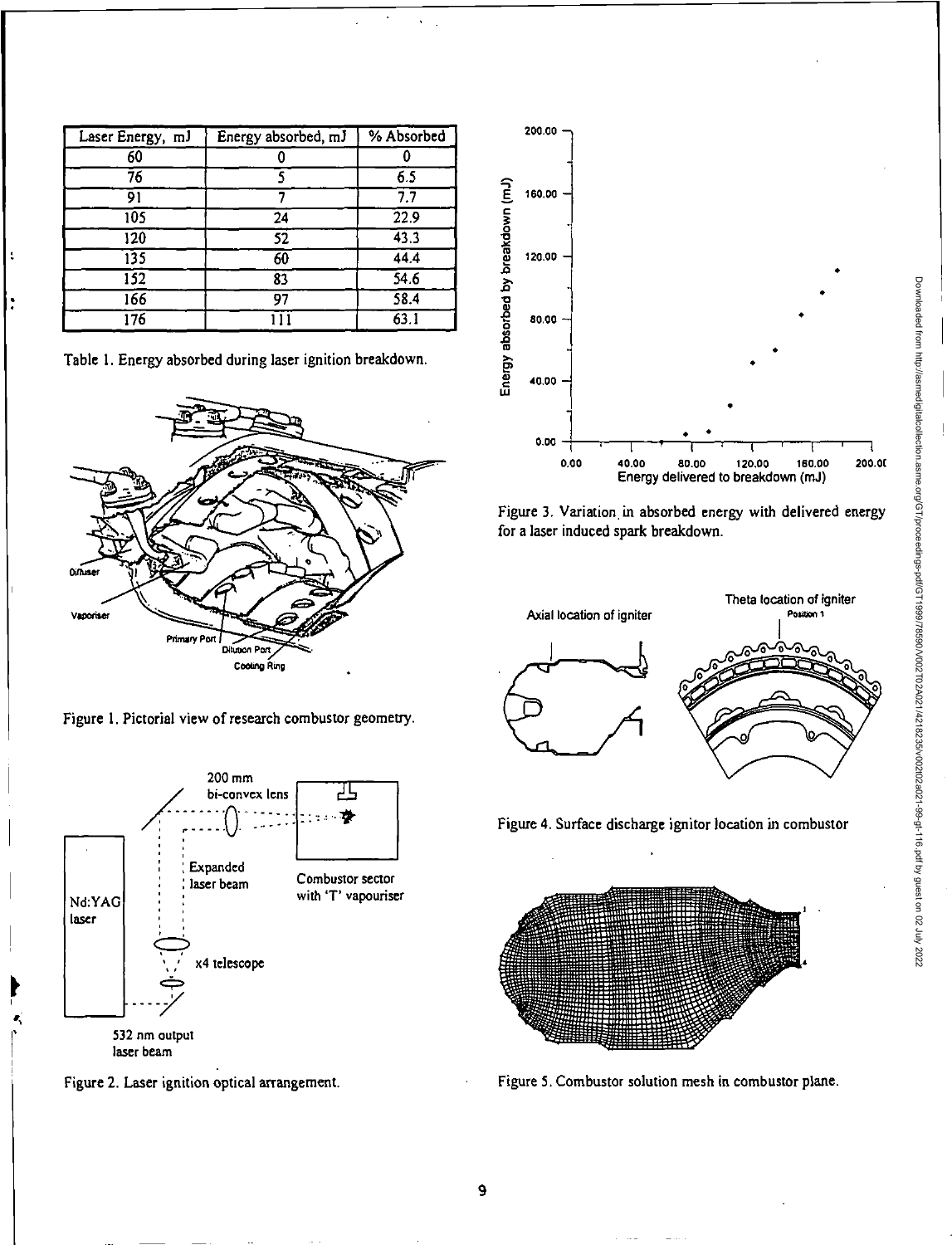| Laser Energy, mJ | Energy absorbed, mJ | % Absorbed |
|---|---|---|
| 60 | 0 | 0 |
| 76 | 5 | 6.5 |
| 91 | 7 | 7.7 |
| 105 | 24 | 22.9 |
| 120 | 52 | 43.3 |
| 135 | 60 | 44.4 |
| 152 | 83 | 54.6 |
| 166 | 97 | 58.4 |
| 176 | 111 | 63.1 |

Table 1. Energy absorbed during laser ignition breakdown.

Figure 1. Pictorial view of research combustor geometry.

Figure 2. Laser ignition optical arrangement.

Figure 3. Variation in absorbed energy with delivered energy for a laser induced spark breakdown.

Figure 4. Surface discharge ignitor location in combustor

Figure 5. Combustor solution mesh in combustor plane.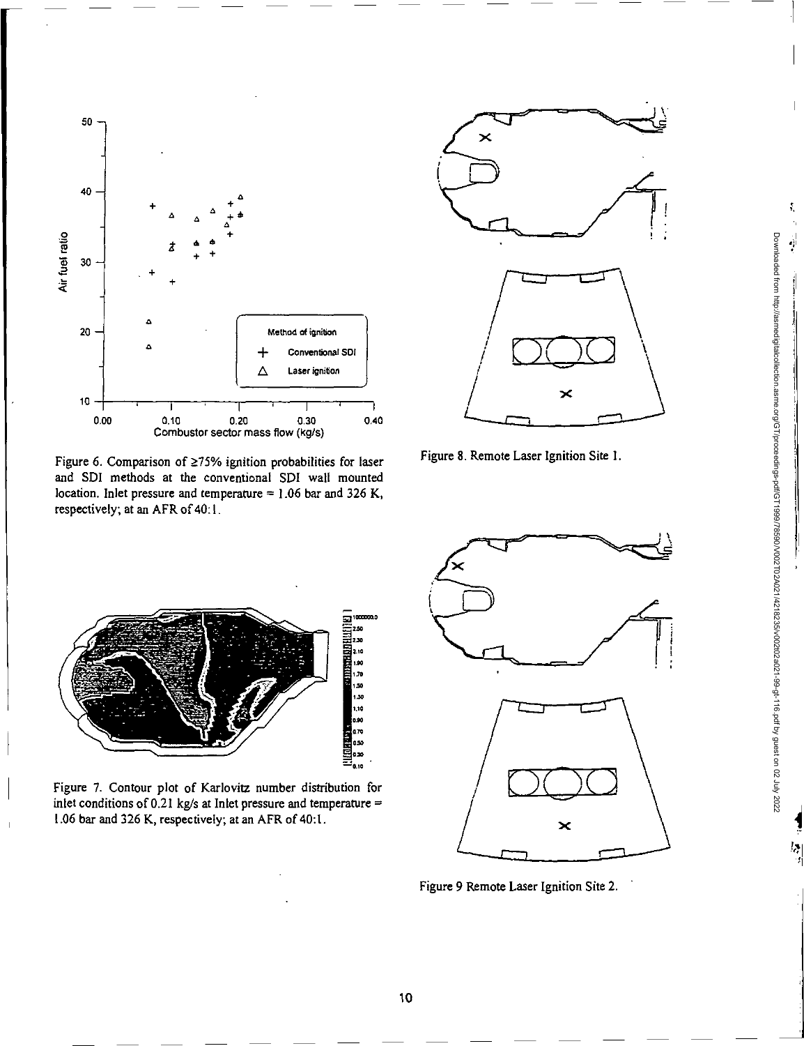Figure 6. Comparison of ≥75% ignition probabilities for laser and SDI methods at the conventional SDI wall mounted location. Inlet pressure and temperature = 1.06 bar and 326 K, respectively; at an AFR of 40:1.

Figure 7. Contour plot of Karlovitz number distribution for inlet conditions of 0.21 kg/s at Inlet pressure and temperature = 1.06 bar and 326 K, respectively; at an AFR of 40:1.

Figure 8. Remote Laser Ignition Site 1.

Figure 9 Remote Laser Ignition Site 2.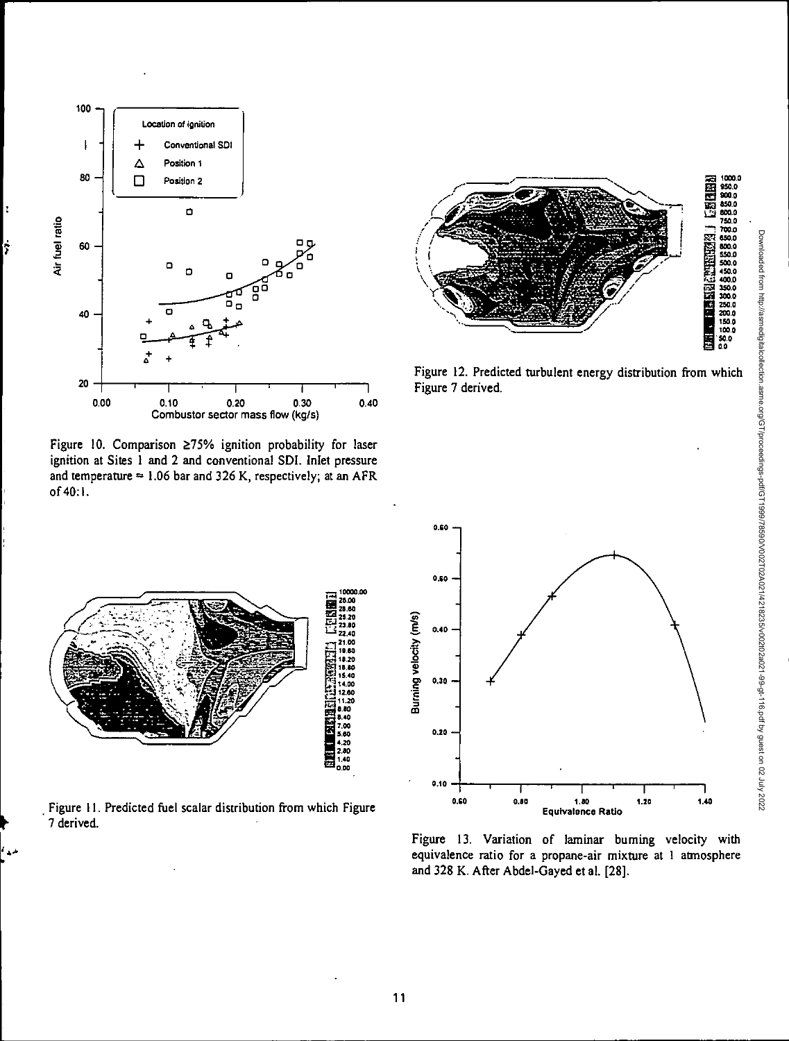Figure 10. Comparison ≥75% ignition probability for laser ignition at Sites 1 and 2 and conventional SDI. Inlet pressure and temperature ≈ 1.06 bar and 326 K, respectively; at an AFR of 40:1.

Figure 11. Predicted fuel scalar distribution from which Figure 7 derived.

Figure 12. Predicted turbulent energy distribution from which Figure 7 derived.

Figure 13. Variation of laminar burning velocity with equivalence ratio for a propane-air mixture at 1 atmosphere and 328 K. After Abdel-Gayed et al. [28].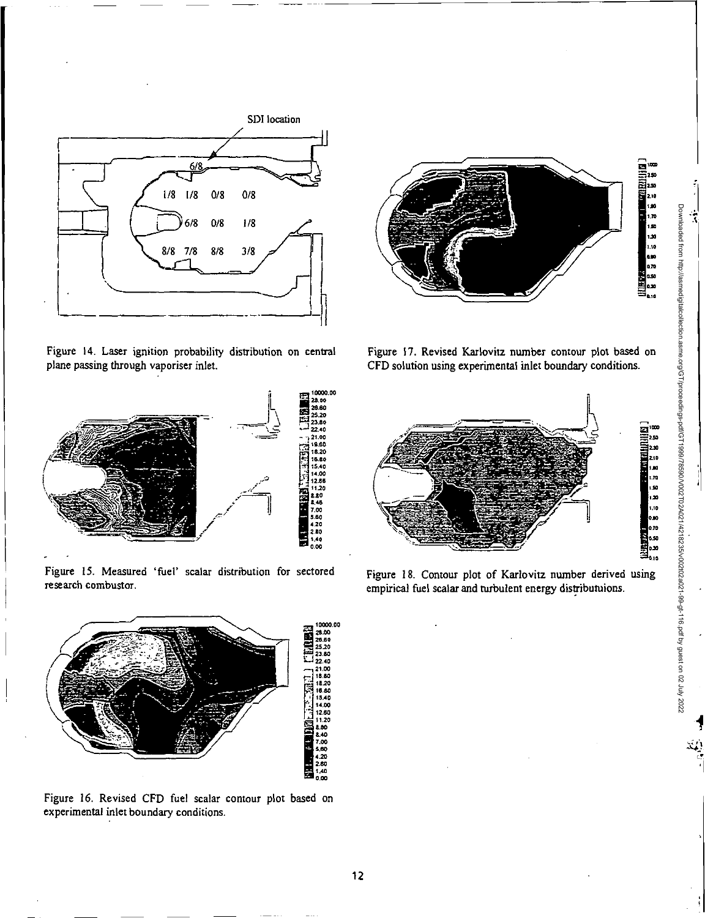SDI location

6/8

1/8 1/8 0/8 0/8

6/8 0/8 1/8

8/8 7/8 8/8 3/8

Figure 14. Laser ignition probability distribution on central plane passing through vaporiser inlet.

10000.00
28.00
26.60
25.20
23.80
22.40
21.00
19.60
18.20
16.80
15.40
14.00
12.60
11.20
9.80
8.40
7.00
5.60
4.20
2.80
1.40
0.00

Figure 15. Measured 'fuel' scalar distribution for sectored research combustor.

10000.00
28.00
26.60
25.20
23.80
22.40
21.00
19.60
18.20
16.80
15.40
14.00
12.60
11.20
9.80
8.40
7.00
5.60
4.20
2.80
1.40
0.00

Figure 16. Revised CFD fuel scalar contour plot based on experimental inlet boundary conditions.

1000
2.50
2.30
2.10
1.90
1.70
1.50
1.30
1.10
0.90
0.70
0.50
0.30
0.10

Figure 17. Revised Karlovitz number contour plot based on CFD solution using experimental inlet boundary conditions.

1000
2.50
2.30
2.10
1.90
1.70
1.50
1.30
1.10
0.90
0.70
0.50
0.30
0.10

Figure 18. Contour plot of Karlovitz number derived using empirical fuel scalar and turbulent energy distributuions.